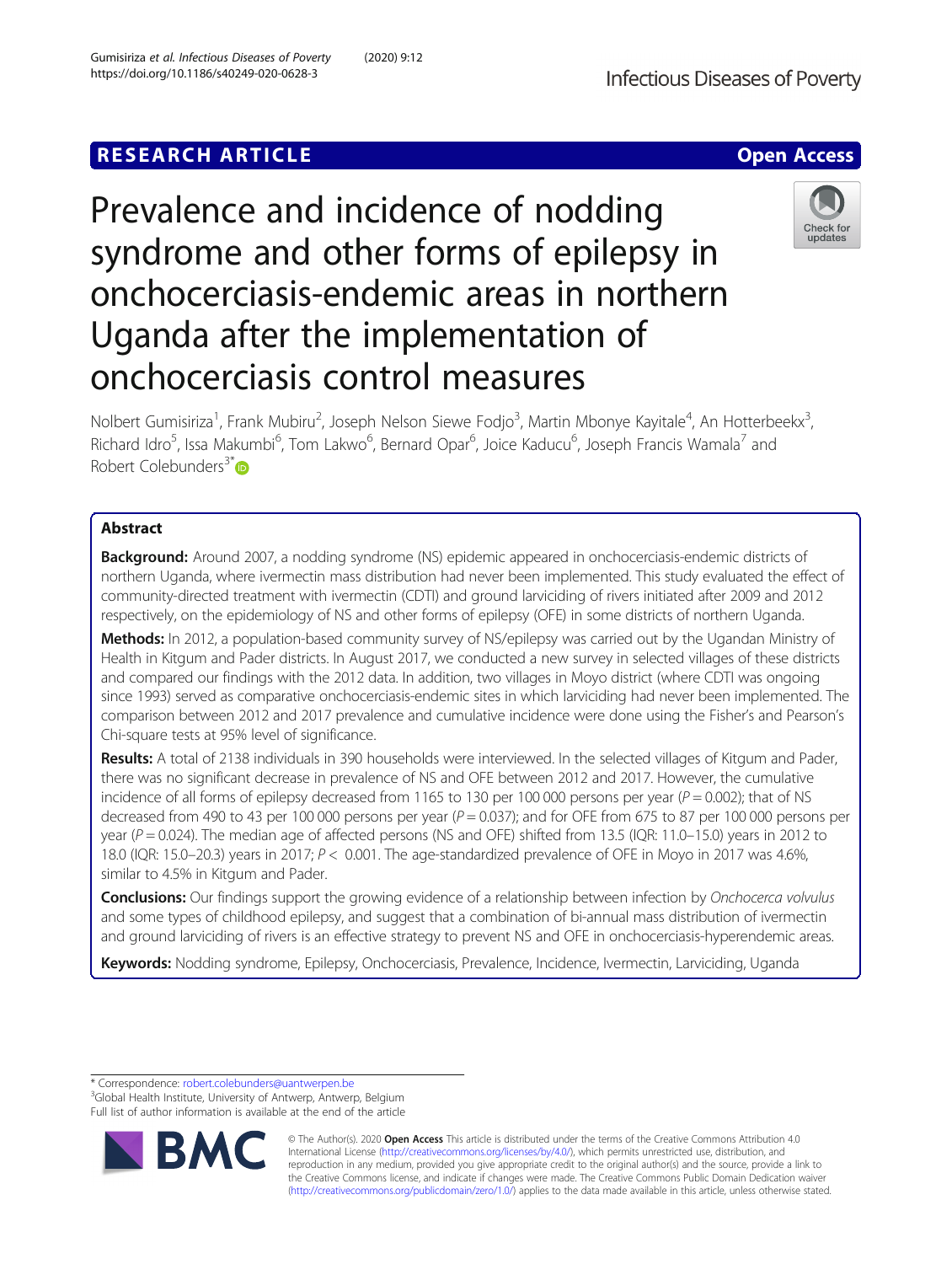RESEARCH ARTICLE

Open Access

# Prevalence and incidence of nodding syndrome and other forms of epilepsy in onchocerciasis-endemic areas in northern Uganda after the implementation of onchocerciasis control measures

Nolbert Gumisiriza[1], Frank Mubiru[2], Joseph Nelson Siewe Fodjo[3], Martin Mbonye Kayitale[4], An Hotterbeekx[3], Richard Idro[5], Issa Makumbi[6], Tom Lakwo[6], Bernard Opar[6], Joice Kaducu[6], Joseph Francis Wamala[7] and Robert Colebunders[3*]

## Abstract

**Background:** Around 2007, a nodding syndrome (NS) epidemic appeared in onchocerciasis-endemic districts of northern Uganda, where ivermectin mass distribution had never been implemented. This study evaluated the effect of community-directed treatment with ivermectin (CDTI) and ground larviciding of rivers initiated after 2009 and 2012 respectively, on the epidemiology of NS and other forms of epilepsy (OFE) in some districts of northern Uganda.

**Methods:** In 2012, a population-based community survey of NS/epilepsy was carried out by the Ugandan Ministry of Health in Kitgum and Pader districts. In August 2017, we conducted a new survey in selected villages of these districts and compared our findings with the 2012 data. In addition, two villages in Moyo district (where CDTI was ongoing since 1993) served as comparative onchocerciasis-endemic sites in which larviciding had never been implemented. The comparison between 2012 and 2017 prevalence and cumulative incidence were done using the Fisher's and Pearson's Chi-square tests at 95% level of significance.

**Results:** A total of 2138 individuals in 390 households were interviewed. In the selected villages of Kitgum and Pader, there was no significant decrease in prevalence of NS and OFE between 2012 and 2017. However, the cumulative incidence of all forms of epilepsy decreased from 1165 to 130 per 100 000 persons per year ($P = 0.002$); that of NS decreased from 490 to 43 per 100 000 persons per year ($P = 0.037$); and for OFE from 675 to 87 per 100 000 persons per year ($P = 0.024$). The median age of affected persons (NS and OFE) shifted from 13.5 (IQR: 11.0–15.0) years in 2012 to 18.0 (IQR: 15.0–20.3) years in 2017; $P < 0.001$. The age-standardized prevalence of OFE in Moyo in 2017 was 4.6%, similar to 4.5% in Kitgum and Pader.

**Conclusions:** Our findings support the growing evidence of a relationship between infection by *Onchocerca volvulus* and some types of childhood epilepsy, and suggest that a combination of bi-annual mass distribution of ivermectin and ground larviciding of rivers is an effective strategy to prevent NS and OFE in onchocerciasis-hyperendemic areas.

**Keywords:** Nodding syndrome, Epilepsy, Onchocerciasis, Prevalence, Incidence, Ivermectin, Larviciding, Uganda

---

\* Correspondence: robert.colebunders@uantwerpen.be
[3]Global Health Institute, University of Antwerp, Antwerp, Belgium
Full list of author information is available at the end of the article

© The Author(s). 2020 **Open Access** This article is distributed under the terms of the Creative Commons Attribution 4.0 International License (http://creativecommons.org/licenses/by/4.0/), which permits unrestricted use, distribution, and reproduction in any medium, provided you give appropriate credit to the original author(s) and the source, provide a link to the Creative Commons license, and indicate if changes were made. The Creative Commons Public Domain Dedication waiver (http://creativecommons.org/publicdomain/zero/1.0/) applies to the data made available in this article, unless otherwise stated.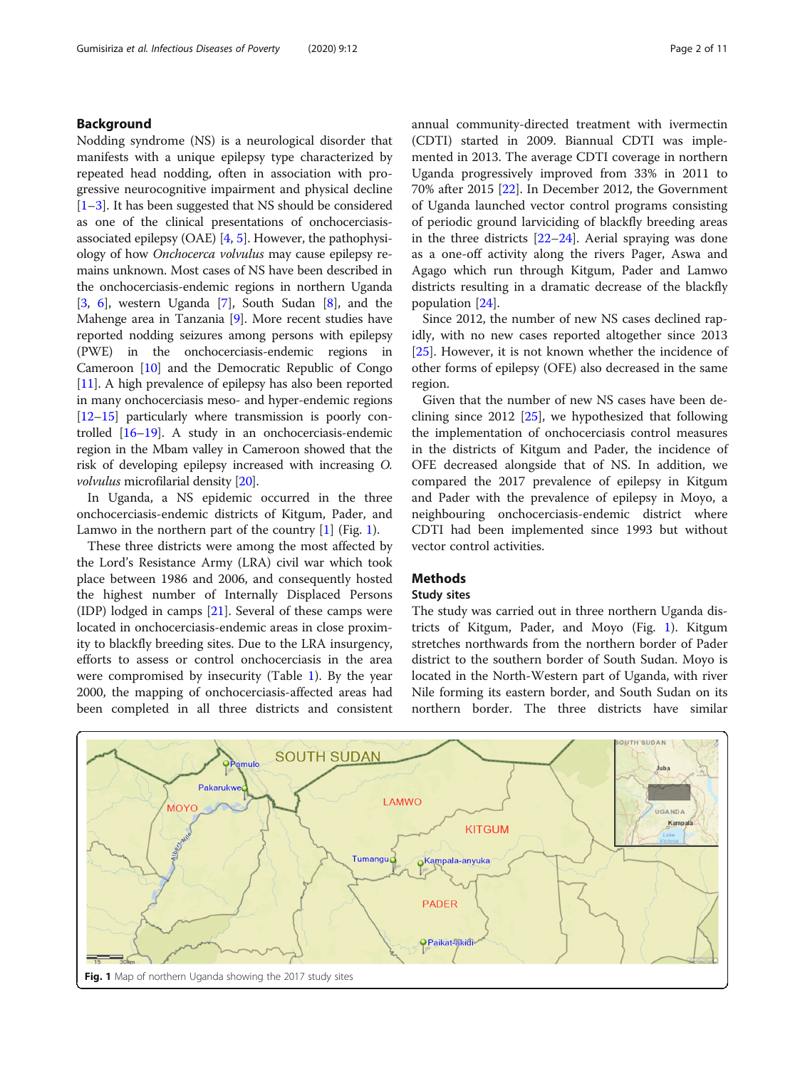## Background

Nodding syndrome (NS) is a neurological disorder that manifests with a unique epilepsy type characterized by repeated head nodding, often in association with progressive neurocognitive impairment and physical decline [1–3]. It has been suggested that NS should be considered as one of the clinical presentations of onchocerciasis-associated epilepsy (OAE) [4, 5]. However, the pathophysiology of how *Onchocerca volvulus* may cause epilepsy remains unknown. Most cases of NS have been described in the onchocerciasis-endemic regions in northern Uganda [3, 6], western Uganda [7], South Sudan [8], and the Mahenge area in Tanzania [9]. More recent studies have reported nodding seizures among persons with epilepsy (PWE) in the onchocerciasis-endemic regions in Cameroon [10] and the Democratic Republic of Congo [11]. A high prevalence of epilepsy has also been reported in many onchocerciasis meso- and hyper-endemic regions [12–15] particularly where transmission is poorly controlled [16–19]. A study in an onchocerciasis-endemic region in the Mbam valley in Cameroon showed that the risk of developing epilepsy increased with increasing *O. volvulus* microfilarial density [20].

In Uganda, a NS epidemic occurred in the three onchocerciasis-endemic districts of Kitgum, Pader, and Lamwo in the northern part of the country [1] (Fig. 1).

These three districts were among the most affected by the Lord's Resistance Army (LRA) civil war which took place between 1986 and 2006, and consequently hosted the highest number of Internally Displaced Persons (IDP) lodged in camps [21]. Several of these camps were located in onchocerciasis-endemic areas in close proximity to blackfly breeding sites. Due to the LRA insurgency, efforts to assess or control onchocerciasis in the area were compromised by insecurity (Table 1). By the year 2000, the mapping of onchocerciasis-affected areas had been completed in all three districts and consistent annual community-directed treatment with ivermectin (CDTI) started in 2009. Biannual CDTI was implemented in 2013. The average CDTI coverage in northern Uganda progressively improved from 33% in 2011 to 70% after 2015 [22]. In December 2012, the Government of Uganda launched vector control programs consisting of periodic ground larviciding of blackfly breeding areas in the three districts [22–24]. Aerial spraying was done as a one-off activity along the rivers Pager, Aswa and Agago which run through Kitgum, Pader and Lamwo districts resulting in a dramatic decrease of the blackfly population [24].

Since 2012, the number of new NS cases declined rapidly, with no new cases reported altogether since 2013 [25]. However, it is not known whether the incidence of other forms of epilepsy (OFE) also decreased in the same region.

Given that the number of new NS cases have been declining since 2012 [25], we hypothesized that following the implementation of onchocerciasis control measures in the districts of Kitgum and Pader, the incidence of OFE decreased alongside that of NS. In addition, we compared the 2017 prevalence of epilepsy in Kitgum and Pader with the prevalence of epilepsy in Moyo, a neighbouring onchocerciasis-endemic district where CDTI had been implemented since 1993 but without vector control activities.

## Methods

### Study sites

The study was carried out in three northern Uganda districts of Kitgum, Pader, and Moyo (Fig. 1). Kitgum stretches northwards from the northern border of Pader district to the southern border of South Sudan. Moyo is located in the North-Western part of Uganda, with river Nile forming its eastern border, and South Sudan on its northern border. The three districts have similar

**Fig. 1** Map of northern Uganda showing the 2017 study sites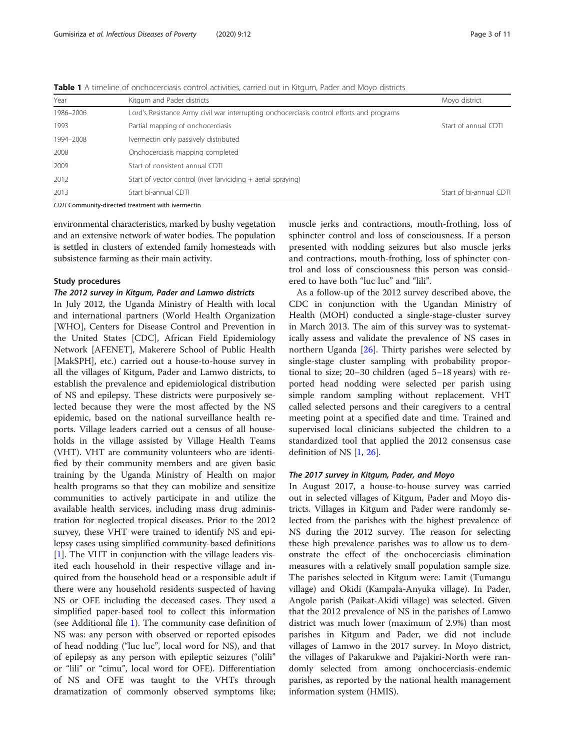**Table 1** A timeline of onchocerciasis control activities, carried out in Kitgum, Pader and Moyo districts

| Year | Kitgum and Pader districts | Moyo district |
|---|---|---|
| 1986–2006 | Lord's Resistance Army civil war interrupting onchocerciasis control efforts and programs | |
| 1993 | Partial mapping of onchocerciasis | Start of annual CDTI |
| 1994–2008 | Ivermectin only passively distributed | |
| 2008 | Onchocerciasis mapping completed | |
| 2009 | Start of consistent annual CDTI | |
| 2012 | Start of vector control (river larviciding + aerial spraying) | |
| 2013 | Start bi-annual CDTI | Start of bi-annual CDTI |

*CDTI* Community-directed treatment with ivermectin

environmental characteristics, marked by bushy vegetation and an extensive network of water bodies. The population is settled in clusters of extended family homesteads with subsistence farming as their main activity.

## Study procedures

### The 2012 survey in Kitgum, Pader and Lamwo districts

In July 2012, the Uganda Ministry of Health with local and international partners (World Health Organization [WHO], Centers for Disease Control and Prevention in the United States [CDC], African Field Epidemiology Network [AFENET], Makerere School of Public Health [MakSPH], etc.) carried out a house-to-house survey in all the villages of Kitgum, Pader and Lamwo districts, to establish the prevalence and epidemiological distribution of NS and epilepsy. These districts were purposively selected because they were the most affected by the NS epidemic, based on the national surveillance health reports. Village leaders carried out a census of all households in the village assisted by Village Health Teams (VHT). VHT are community volunteers who are identified by their community members and are given basic training by the Uganda Ministry of Health on major health programs so that they can mobilize and sensitize communities to actively participate in and utilize the available health services, including mass drug administration for neglected tropical diseases. Prior to the 2012 survey, these VHT were trained to identify NS and epilepsy cases using simplified community-based definitions [1]. The VHT in conjunction with the village leaders visited each household in their respective village and inquired from the household head or a responsible adult if there were any household residents suspected of having NS or OFE including the deceased cases. They used a simplified paper-based tool to collect this information (see Additional file 1). The community case definition of NS was: any person with observed or reported episodes of head nodding ("luc luc", local word for NS), and that of epilepsy as any person with epileptic seizures ("olili" or "lili" or "cimu", local word for OFE). Differentiation of NS and OFE was taught to the VHTs through dramatization of commonly observed symptoms like; muscle jerks and contractions, mouth-frothing, loss of sphincter control and loss of consciousness. If a person presented with nodding seizures but also muscle jerks and contractions, mouth-frothing, loss of sphincter control and loss of consciousness this person was considered to have both "luc luc" and "lili".

As a follow-up of the 2012 survey described above, the CDC in conjunction with the Ugandan Ministry of Health (MOH) conducted a single-stage-cluster survey in March 2013. The aim of this survey was to systematically assess and validate the prevalence of NS cases in northern Uganda [26]. Thirty parishes were selected by single-stage cluster sampling with probability proportional to size; 20–30 children (aged 5–18 years) with reported head nodding were selected per parish using simple random sampling without replacement. VHT called selected persons and their caregivers to a central meeting point at a specified date and time. Trained and supervised local clinicians subjected the children to a standardized tool that applied the 2012 consensus case definition of NS [1, 26].

### The 2017 survey in Kitgum, Pader, and Moyo

In August 2017, a house-to-house survey was carried out in selected villages of Kitgum, Pader and Moyo districts. Villages in Kitgum and Pader were randomly selected from the parishes with the highest prevalence of NS during the 2012 survey. The reason for selecting these high prevalence parishes was to allow us to demonstrate the effect of the onchocerciasis elimination measures with a relatively small population sample size. The parishes selected in Kitgum were: Lamit (Tumangu village) and Okidi (Kampala-Anyuka village). In Pader, Angole parish (Paikat-Akidi village) was selected. Given that the 2012 prevalence of NS in the parishes of Lamwo district was much lower (maximum of 2.9%) than most parishes in Kitgum and Pader, we did not include villages of Lamwo in the 2017 survey. In Moyo district, the villages of Pakarukwe and Pajakiri-North were randomly selected from among onchocerciasis-endemic parishes, as reported by the national health management information system (HMIS).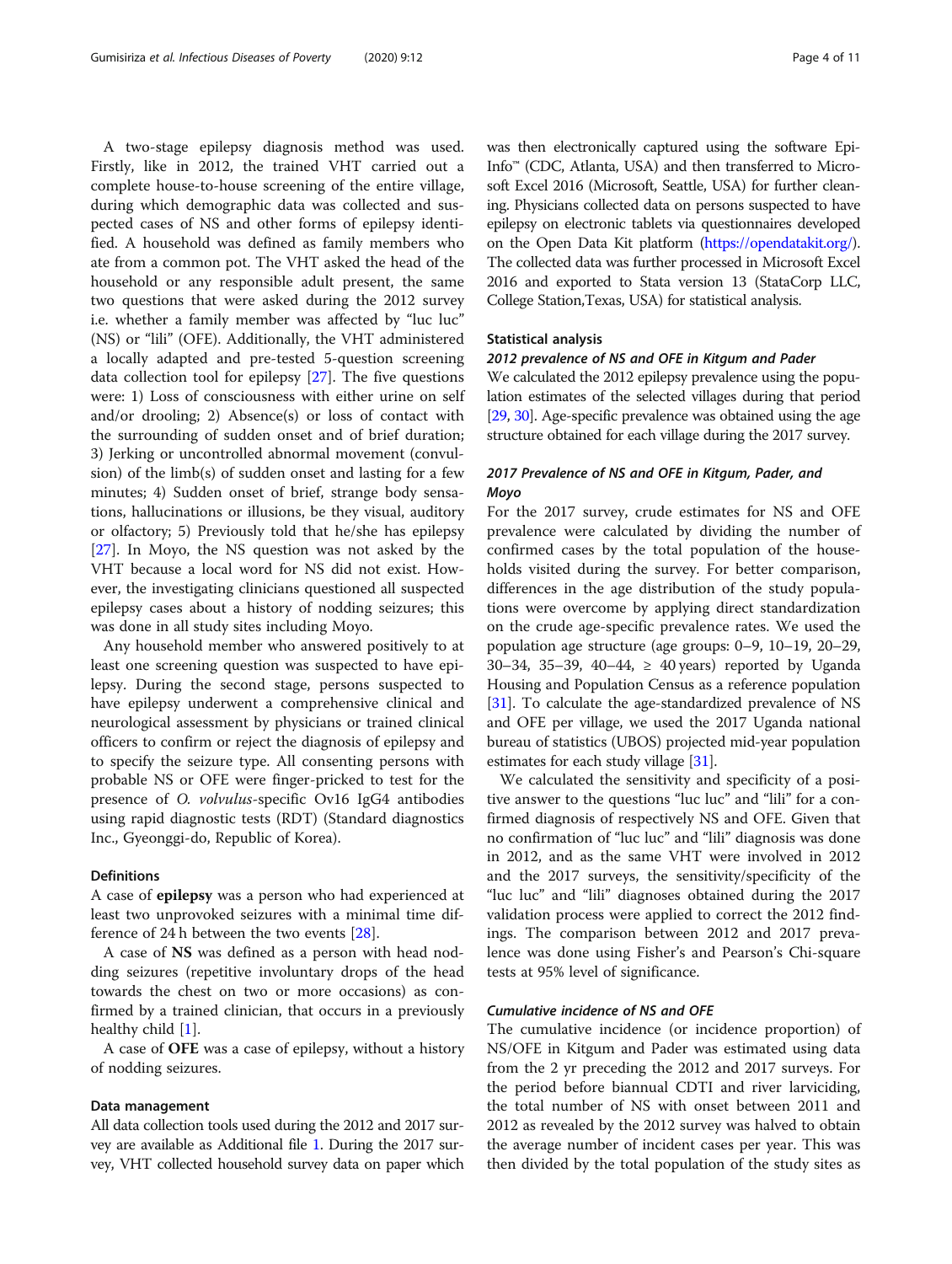A two-stage epilepsy diagnosis method was used. Firstly, like in 2012, the trained VHT carried out a complete house-to-house screening of the entire village, during which demographic data was collected and suspected cases of NS and other forms of epilepsy identified. A household was defined as family members who ate from a common pot. The VHT asked the head of the household or any responsible adult present, the same two questions that were asked during the 2012 survey i.e. whether a family member was affected by "luc luc" (NS) or "lili" (OFE). Additionally, the VHT administered a locally adapted and pre-tested 5-question screening data collection tool for epilepsy [27]. The five questions were: 1) Loss of consciousness with either urine on self and/or drooling; 2) Absence(s) or loss of contact with the surrounding of sudden onset and of brief duration; 3) Jerking or uncontrolled abnormal movement (convulsion) of the limb(s) of sudden onset and lasting for a few minutes; 4) Sudden onset of brief, strange body sensations, hallucinations or illusions, be they visual, auditory or olfactory; 5) Previously told that he/she has epilepsy [27]. In Moyo, the NS question was not asked by the VHT because a local word for NS did not exist. However, the investigating clinicians questioned all suspected epilepsy cases about a history of nodding seizures; this was done in all study sites including Moyo.

Any household member who answered positively to at least one screening question was suspected to have epilepsy. During the second stage, persons suspected to have epilepsy underwent a comprehensive clinical and neurological assessment by physicians or trained clinical officers to confirm or reject the diagnosis of epilepsy and to specify the seizure type. All consenting persons with probable NS or OFE were finger-pricked to test for the presence of *O. volvulus*-specific Ov16 IgG4 antibodies using rapid diagnostic tests (RDT) (Standard diagnostics Inc., Gyeonggi-do, Republic of Korea).

### Definitions

A case of **epilepsy** was a person who had experienced at least two unprovoked seizures with a minimal time difference of 24 h between the two events [28].

A case of **NS** was defined as a person with head nodding seizures (repetitive involuntary drops of the head towards the chest on two or more occasions) as confirmed by a trained clinician, that occurs in a previously healthy child [1].

A case of **OFE** was a case of epilepsy, without a history of nodding seizures.

### Data management

All data collection tools used during the 2012 and 2017 survey are available as Additional file 1. During the 2017 survey, VHT collected household survey data on paper which was then electronically captured using the software Epi-Info™ (CDC, Atlanta, USA) and then transferred to Microsoft Excel 2016 (Microsoft, Seattle, USA) for further cleaning. Physicians collected data on persons suspected to have epilepsy on electronic tablets via questionnaires developed on the Open Data Kit platform (https://opendatakit.org/). The collected data was further processed in Microsoft Excel 2016 and exported to Stata version 13 (StataCorp LLC, College Station,Texas, USA) for statistical analysis.

### Statistical analysis

#### 2012 prevalence of NS and OFE in Kitgum and Pader

We calculated the 2012 epilepsy prevalence using the population estimates of the selected villages during that period [29, 30]. Age-specific prevalence was obtained using the age structure obtained for each village during the 2017 survey.

#### 2017 Prevalence of NS and OFE in Kitgum, Pader, and Moyo

For the 2017 survey, crude estimates for NS and OFE prevalence were calculated by dividing the number of confirmed cases by the total population of the households visited during the survey. For better comparison, differences in the age distribution of the study populations were overcome by applying direct standardization on the crude age-specific prevalence rates. We used the population age structure (age groups: 0–9, 10–19, 20–29, 30–34, 35–39, 40–44, ≥ 40 years) reported by Uganda Housing and Population Census as a reference population [31]. To calculate the age-standardized prevalence of NS and OFE per village, we used the 2017 Uganda national bureau of statistics (UBOS) projected mid-year population estimates for each study village [31].

We calculated the sensitivity and specificity of a positive answer to the questions "luc luc" and "lili" for a confirmed diagnosis of respectively NS and OFE. Given that no confirmation of "luc luc" and "lili" diagnosis was done in 2012, and as the same VHT were involved in 2012 and the 2017 surveys, the sensitivity/specificity of the "luc luc" and "lili" diagnoses obtained during the 2017 validation process were applied to correct the 2012 findings. The comparison between 2012 and 2017 prevalence was done using Fisher's and Pearson's Chi-square tests at 95% level of significance.

#### Cumulative incidence of NS and OFE

The cumulative incidence (or incidence proportion) of NS/OFE in Kitgum and Pader was estimated using data from the 2 yr preceding the 2012 and 2017 surveys. For the period before biannual CDTI and river larviciding, the total number of NS with onset between 2011 and 2012 as revealed by the 2012 survey was halved to obtain the average number of incident cases per year. This was then divided by the total population of the study sites as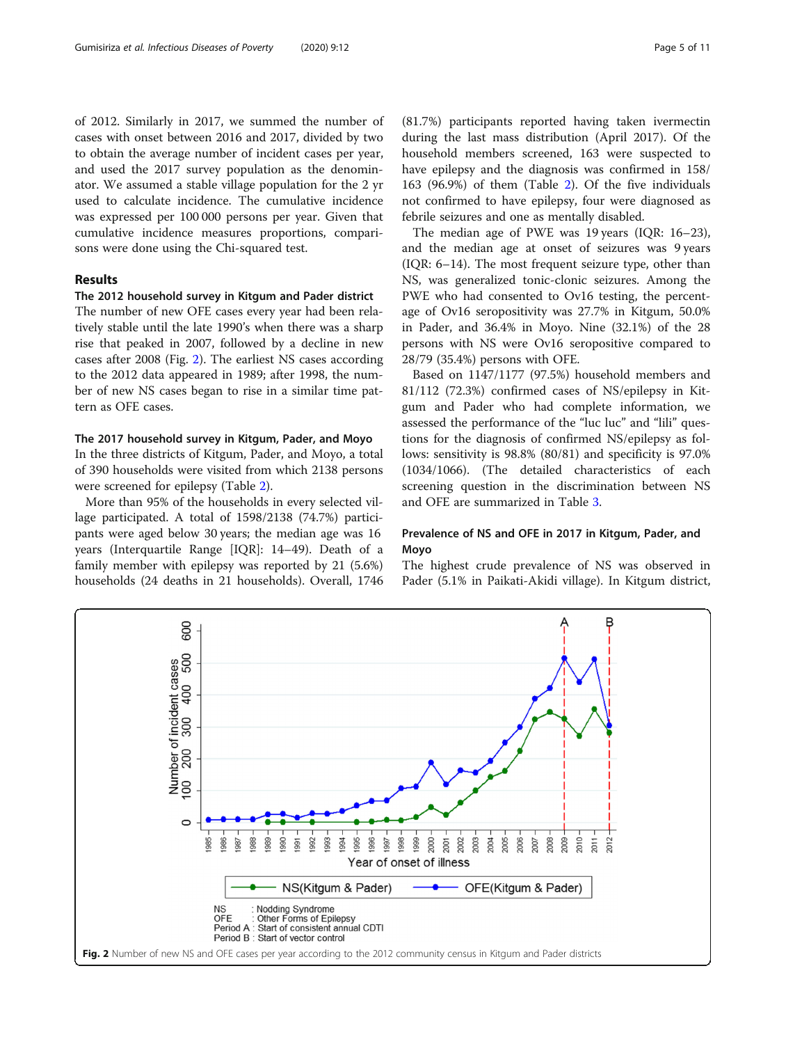of 2012. Similarly in 2017, we summed the number of cases with onset between 2016 and 2017, divided by two to obtain the average number of incident cases per year, and used the 2017 survey population as the denominator. We assumed a stable village population for the 2 yr used to calculate incidence. The cumulative incidence was expressed per 100 000 persons per year. Given that cumulative incidence measures proportions, comparisons were done using the Chi-squared test.

## Results

### The 2012 household survey in Kitgum and Pader district

The number of new OFE cases every year had been relatively stable until the late 1990's when there was a sharp rise that peaked in 2007, followed by a decline in new cases after 2008 (Fig. 2). The earliest NS cases according to the 2012 data appeared in 1989; after 1998, the number of new NS cases began to rise in a similar time pattern as OFE cases.

### The 2017 household survey in Kitgum, Pader, and Moyo

In the three districts of Kitgum, Pader, and Moyo, a total of 390 households were visited from which 2138 persons were screened for epilepsy (Table 2).

More than 95% of the households in every selected village participated. A total of 1598/2138 (74.7%) participants were aged below 30 years; the median age was 16 years (Interquartile Range [IQR]: 14–49). Death of a family member with epilepsy was reported by 21 (5.6%) households (24 deaths in 21 households). Overall, 1746 (81.7%) participants reported having taken ivermectin during the last mass distribution (April 2017). Of the household members screened, 163 were suspected to have epilepsy and the diagnosis was confirmed in 158/163 (96.9%) of them (Table 2). Of the five individuals not confirmed to have epilepsy, four were diagnosed as febrile seizures and one as mentally disabled.

The median age of PWE was 19 years (IQR: 16–23), and the median age at onset of seizures was 9 years (IQR: 6–14). The most frequent seizure type, other than NS, was generalized tonic-clonic seizures. Among the PWE who had consented to Ov16 testing, the percentage of Ov16 seropositivity was 27.7% in Kitgum, 50.0% in Pader, and 36.4% in Moyo. Nine (32.1%) of the 28 persons with NS were Ov16 seropositive compared to 28/79 (35.4%) persons with OFE.

Based on 1147/1177 (97.5%) household members and 81/112 (72.3%) confirmed cases of NS/epilepsy in Kitgum and Pader who had complete information, we assessed the performance of the "luc luc" and "lili" questions for the diagnosis of confirmed NS/epilepsy as follows: sensitivity is 98.8% (80/81) and specificity is 97.0% (1034/1066). (The detailed characteristics of each screening question in the discrimination between NS and OFE are summarized in Table 3.

### Prevalence of NS and OFE in 2017 in Kitgum, Pader, and Moyo

The highest crude prevalence of NS was observed in Pader (5.1% in Paikati-Akidi village). In Kitgum district,

**Fig. 2** Number of new NS and OFE cases per year according to the 2012 community census in Kitgum and Pader districts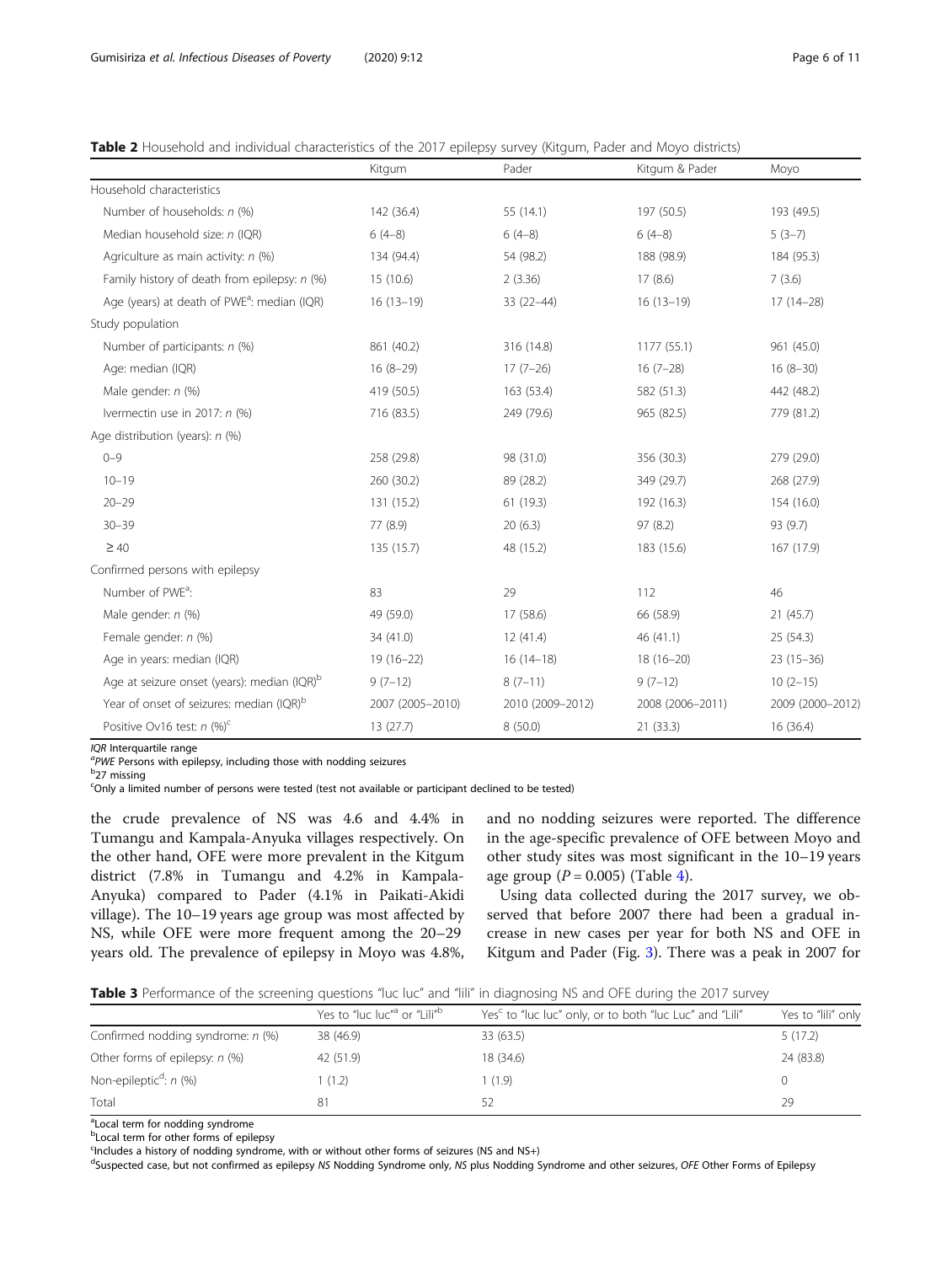**Table 2** Household and individual characteristics of the 2017 epilepsy survey (Kitgum, Pader and Moyo districts)

| | Kitgum | Pader | Kitgum & Pader | Moyo |
|---|---|---|---|---|
| Household characteristics | | | | |
| Number of households: n (%) | 142 (36.4) | 55 (14.1) | 197 (50.5) | 193 (49.5) |
| Median household size: n (IQR) | 6 (4–8) | 6 (4–8) | 6 (4–8) | 5 (3–7) |
| Agriculture as main activity: n (%) | 134 (94.4) | 54 (98.2) | 188 (98.9) | 184 (95.3) |
| Family history of death from epilepsy: n (%) | 15 (10.6) | 2 (3.36) | 17 (8.6) | 7 (3.6) |
| Age (years) at death of PWE[a]: median (IQR) | 16 (13–19) | 33 (22–44) | 16 (13–19) | 17 (14–28) |
| Study population | | | | |
| Number of participants: n (%) | 861 (40.2) | 316 (14.8) | 1177 (55.1) | 961 (45.0) |
| Age: median (IQR) | 16 (8–29) | 17 (7–26) | 16 (7–28) | 16 (8–30) |
| Male gender: n (%) | 419 (50.5) | 163 (53.4) | 582 (51.3) | 442 (48.2) |
| Ivermectin use in 2017: n (%) | 716 (83.5) | 249 (79.6) | 965 (82.5) | 779 (81.2) |
| Age distribution (years): n (%) | | | | |
| 0–9 | 258 (29.8) | 98 (31.0) | 356 (30.3) | 279 (29.0) |
| 10–19 | 260 (30.2) | 89 (28.2) | 349 (29.7) | 268 (27.9) |
| 20–29 | 131 (15.2) | 61 (19.3) | 192 (16.3) | 154 (16.0) |
| 30–39 | 77 (8.9) | 20 (6.3) | 97 (8.2) | 93 (9.7) |
| ≥ 40 | 135 (15.7) | 48 (15.2) | 183 (15.6) | 167 (17.9) |
| Confirmed persons with epilepsy | | | | |
| Number of PWE[a]: | 83 | 29 | 112 | 46 |
| Male gender: n (%) | 49 (59.0) | 17 (58.6) | 66 (58.9) | 21 (45.7) |
| Female gender: n (%) | 34 (41.0) | 12 (41.4) | 46 (41.1) | 25 (54.3) |
| Age in years: median (IQR) | 19 (16–22) | 16 (14–18) | 18 (16–20) | 23 (15–36) |
| Age at seizure onset (years): median (IQR)[b] | 9 (7–12) | 8 (7–11) | 9 (7–12) | 10 (2–15) |
| Year of onset of seizures: median (IQR)[b] | 2007 (2005–2010) | 2010 (2009–2012) | 2008 (2006–2011) | 2009 (2000–2012) |
| Positive Ov16 test: n (%)[c] | 13 (27.7) | 8 (50.0) | 21 (33.3) | 16 (36.4) |

*IQR* Interquartile range
[a]*PWE* Persons with epilepsy, including those with nodding seizures
[b]27 missing
[c]Only a limited number of persons were tested (test not available or participant declined to be tested)

the crude prevalence of NS was 4.6 and 4.4% in Tumangu and Kampala-Anyuka villages respectively. On the other hand, OFE were more prevalent in the Kitgum district (7.8% in Tumangu and 4.2% in Kampala-Anyuka) compared to Pader (4.1% in Paikati-Akidi village). The 10–19 years age group was most affected by NS, while OFE were more frequent among the 20–29 years old. The prevalence of epilepsy in Moyo was 4.8%, and no nodding seizures were reported. The difference in the age-specific prevalence of OFE between Moyo and other study sites was most significant in the 10–19 years age group ($P = 0.005$) (Table 4).

Using data collected during the 2017 survey, we observed that before 2007 there had been a gradual increase in new cases per year for both NS and OFE in Kitgum and Pader (Fig. 3). There was a peak in 2007 for

**Table 3** Performance of the screening questions "luc luc" and "lili" in diagnosing NS and OFE during the 2017 survey

| | Yes to "luc luc"[a] or "Lili"[b] | Yes[c] to "luc luc" only, or to both "luc Luc" and "Lili" | Yes to "lili" only |
|---|---|---|---|
| Confirmed nodding syndrome: n (%) | 38 (46.9) | 33 (63.5) | 5 (17.2) |
| Other forms of epilepsy: n (%) | 42 (51.9) | 18 (34.6) | 24 (83.8) |
| Non-epileptic[d]: n (%) | 1 (1.2) | 1 (1.9) | 0 |
| Total | 81 | 52 | 29 |

[a]Local term for nodding syndrome
[b]Local term for other forms of epilepsy
[c]Includes a history of nodding syndrome, with or without other forms of seizures (NS and NS+)
[d]Suspected case, but not confirmed as epilepsy *NS* Nodding Syndrome only, *NS* plus Nodding Syndrome and other seizures, *OFE* Other Forms of Epilepsy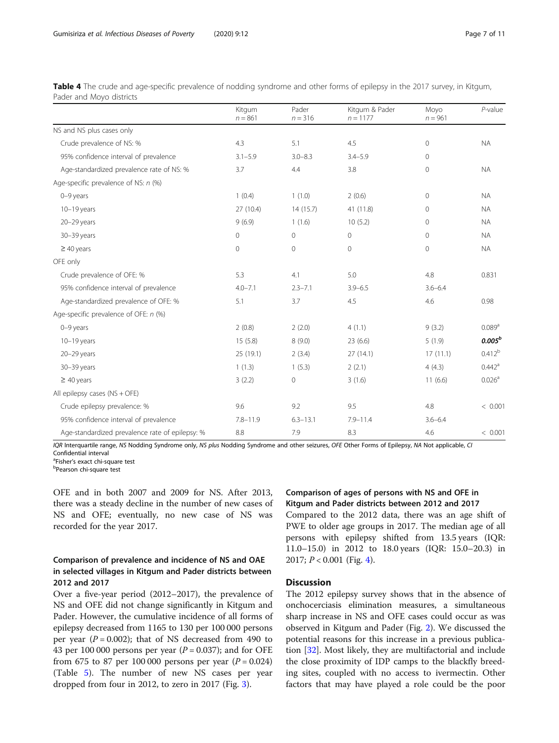**Table 4** The crude and age-specific prevalence of nodding syndrome and other forms of epilepsy in the 2017 survey, in Kitgum, Pader and Moyo districts

| | Kitgum $n = 861$ | Pader $n = 316$ | Kitgum & Pader $n = 1177$ | Moyo $n = 961$ | *P*-value |
|---|---|---|---|---|---|
| NS and NS plus cases only | | | | | |
| Crude prevalence of NS: % | 4.3 | 5.1 | 4.5 | 0 | NA |
| 95% confidence interval of prevalence | 3.1–5.9 | 3.0–8.3 | 3.4–5.9 | 0 | |
| Age-standardized prevalence rate of NS: % | 3.7 | 4.4 | 3.8 | 0 | NA |
| Age-specific prevalence of NS: *n* (%) | | | | | |
| 0–9 years | 1 (0.4) | 1 (1.0) | 2 (0.6) | 0 | NA |
| 10–19 years | 27 (10.4) | 14 (15.7) | 41 (11.8) | 0 | NA |
| 20–29 years | 9 (6.9) | 1 (1.6) | 10 (5.2) | 0 | NA |
| 30–39 years | 0 | 0 | 0 | 0 | NA |
| ≥ 40 years | 0 | 0 | 0 | 0 | NA |
| OFE only | | | | | |
| Crude prevalence of OFE: % | 5.3 | 4.1 | 5.0 | 4.8 | 0.831 |
| 95% confidence interval of prevalence | 4.0–7.1 | 2.3–7.1 | 3.9–6.5 | 3.6–6.4 | |
| Age-standardized prevalence of OFE: % | 5.1 | 3.7 | 4.5 | 4.6 | 0.98 |
| Age-specific prevalence of OFE: *n* (%) | | | | | |
| 0–9 years | 2 (0.8) | 2 (2.0) | 4 (1.1) | 9 (3.2) | 0.089[a] |
| 10–19 years | 15 (5.8) | 8 (9.0) | 23 (6.6) | 5 (1.9) | ***0.005***[b] |
| 20–29 years | 25 (19.1) | 2 (3.4) | 27 (14.1) | 17 (11.1) | 0.412[b] |
| 30–39 years | 1 (1.3) | 1 (5.3) | 2 (2.1) | 4 (4.3) | 0.442[a] |
| ≥ 40 years | 3 (2.2) | 0 | 3 (1.6) | 11 (6.6) | 0.026[a] |
| All epilepsy cases (NS + OFE) | | | | | |
| Crude epilepsy prevalence: % | 9.6 | 9.2 | 9.5 | 4.8 | < 0.001 |
| 95% confidence interval of prevalence | 7.8–11.9 | 6.3–13.1 | 7.9–11.4 | 3.6–6.4 | |
| Age-standardized prevalence rate of epilepsy: % | 8.8 | 7.9 | 8.3 | 4.6 | < 0.001 |

*IQR* Interquartile range, *NS* Nodding Syndrome only, *NS plus* Nodding Syndrome and other seizures, *OFE* Other Forms of Epilepsy, *NA* Not applicable, *CI* Confidential interval

[a]Fisher's exact chi-square test

[b]Pearson chi-square test

OFE and in both 2007 and 2009 for NS. After 2013, there was a steady decline in the number of new cases of NS and OFE; eventually, no new case of NS was recorded for the year 2017.

### Comparison of prevalence and incidence of NS and OAE in selected villages in Kitgum and Pader districts between 2012 and 2017

Over a five-year period (2012–2017), the prevalence of NS and OFE did not change significantly in Kitgum and Pader. However, the cumulative incidence of all forms of epilepsy decreased from 1165 to 130 per 100 000 persons per year ($P = 0.002$); that of NS decreased from 490 to 43 per 100 000 persons per year ($P = 0.037$); and for OFE from 675 to 87 per 100 000 persons per year ($P = 0.024$) (Table 5). The number of new NS cases per year dropped from four in 2012, to zero in 2017 (Fig. 3).

### Comparison of ages of persons with NS and OFE in Kitgum and Pader districts between 2012 and 2017

Compared to the 2012 data, there was an age shift of PWE to older age groups in 2017. The median age of all persons with epilepsy shifted from 13.5 years (IQR: 11.0–15.0) in 2012 to 18.0 years (IQR: 15.0–20.3) in 2017; $P < 0.001$ (Fig. 4).

## Discussion

The 2012 epilepsy survey shows that in the absence of onchocerciasis elimination measures, a simultaneous sharp increase in NS and OFE cases could occur as was observed in Kitgum and Pader (Fig. 2). We discussed the potential reasons for this increase in a previous publication [32]. Most likely, they are multifactorial and include the close proximity of IDP camps to the blackfly breeding sites, coupled with no access to ivermectin. Other factors that may have played a role could be the poor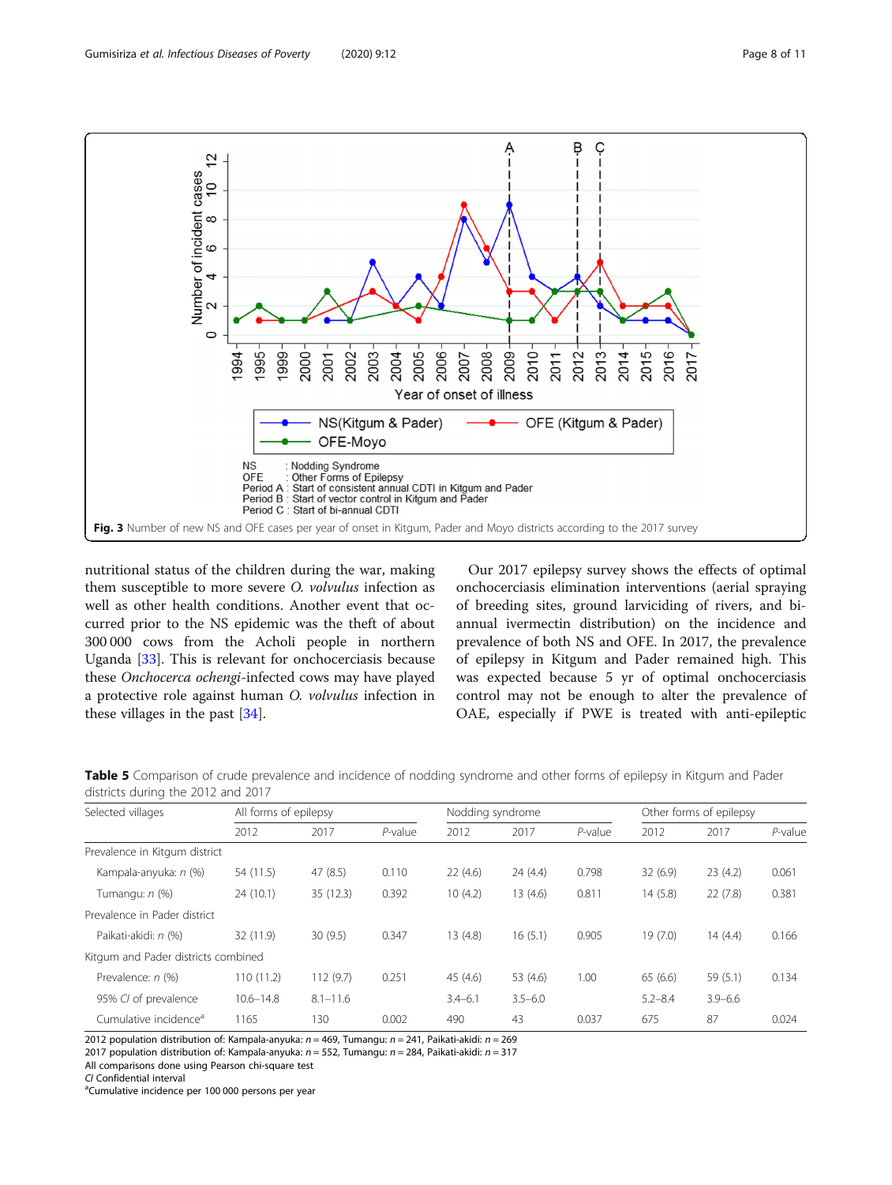Fig. 3 Number of new NS and OFE cases per year of onset in Kitgum, Pader and Moyo districts according to the 2017 survey

NS : Nodding Syndrome
OFE : Other Forms of Epilepsy
Period A : Start of consistent annual CDTI in Kitgum and Pader
Period B : Start of vector control in Kitgum and Pader
Period C : Start of bi-annual CDTI

nutritional status of the children during the war, making them susceptible to more severe *O. volvulus* infection as well as other health conditions. Another event that occurred prior to the NS epidemic was the theft of about 300 000 cows from the Acholi people in northern Uganda [33]. This is relevant for onchocerciasis because these *Onchocerca ochengi*-infected cows may have played a protective role against human *O. volvulus* infection in these villages in the past [34].

Our 2017 epilepsy survey shows the effects of optimal onchocerciasis elimination interventions (aerial spraying of breeding sites, ground larviciding of rivers, and bi-annual ivermectin distribution) on the incidence and prevalence of both NS and OFE. In 2017, the prevalence of epilepsy in Kitgum and Pader remained high. This was expected because 5 yr of optimal onchocerciasis control may not be enough to alter the prevalence of OAE, especially if PWE is treated with anti-epileptic

**Table 5** Comparison of crude prevalence and incidence of nodding syndrome and other forms of epilepsy in Kitgum and Pader districts during the 2012 and 2017

| Selected villages | All forms of epilepsy | | | Nodding syndrome | | | Other forms of epilepsy | | |
|---|---|---|---|---|---|---|---|---|---|
| | 2012 | 2017 | *P*-value | 2012 | 2017 | *P*-value | 2012 | 2017 | *P*-value |
| Prevalence in Kitgum district | | | | | | | | | |
| Kampala-anyuka: *n* (%) | 54 (11.5) | 47 (8.5) | 0.110 | 22 (4.6) | 24 (4.4) | 0.798 | 32 (6.9) | 23 (4.2) | 0.061 |
| Tumangu: *n* (%) | 24 (10.1) | 35 (12.3) | 0.392 | 10 (4.2) | 13 (4.6) | 0.811 | 14 (5.8) | 22 (7.8) | 0.381 |
| Prevalence in Pader district | | | | | | | | | |
| Paikati-akidi: *n* (%) | 32 (11.9) | 30 (9.5) | 0.347 | 13 (4.8) | 16 (5.1) | 0.905 | 19 (7.0) | 14 (4.4) | 0.166 |
| Kitgum and Pader districts combined | | | | | | | | | |
| Prevalence: *n* (%) | 110 (11.2) | 112 (9.7) | 0.251 | 45 (4.6) | 53 (4.6) | 1.00 | 65 (6.6) | 59 (5.1) | 0.134 |
| 95% *CI* of prevalence | 10.6–14.8 | 8.1–11.6 | | 3.4–6.1 | 3.5–6.0 | | 5.2–8.4 | 3.9–6.6 | |
| Cumulative incidence[a] | 1165 | 130 | 0.002 | 490 | 43 | 0.037 | 675 | 87 | 0.024 |

2012 population distribution of: Kampala-anyuka: *n* = 469, Tumangu: *n* = 241, Paikati-akidi: *n* = 269
2017 population distribution of: Kampala-anyuka: *n* = 552, Tumangu: *n* = 284, Paikati-akidi: *n* = 317
All comparisons done using Pearson chi-square test
*CI* Confidential interval
[a]Cumulative incidence per 100 000 persons per year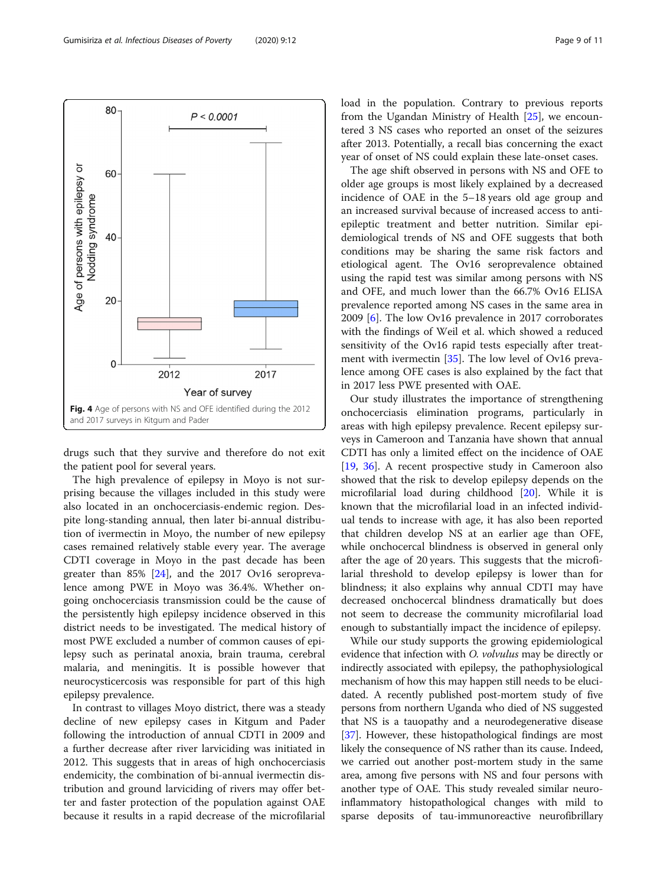Fig. 4 Age of persons with NS and OFE identified during the 2012 and 2017 surveys in Kitgum and Pader

drugs such that they survive and therefore do not exit the patient pool for several years.

The high prevalence of epilepsy in Moyo is not surprising because the villages included in this study were also located in an onchocerciasis-endemic region. Despite long-standing annual, then later bi-annual distribution of ivermectin in Moyo, the number of new epilepsy cases remained relatively stable every year. The average CDTI coverage in Moyo in the past decade has been greater than 85% [24], and the 2017 Ov16 seroprevalence among PWE in Moyo was 36.4%. Whether ongoing onchocerciasis transmission could be the cause of the persistently high epilepsy incidence observed in this district needs to be investigated. The medical history of most PWE excluded a number of common causes of epilepsy such as perinatal anoxia, brain trauma, cerebral malaria, and meningitis. It is possible however that neurocysticercosis was responsible for part of this high epilepsy prevalence.

In contrast to villages Moyo district, there was a steady decline of new epilepsy cases in Kitgum and Pader following the introduction of annual CDTI in 2009 and a further decrease after river larviciding was initiated in 2012. This suggests that in areas of high onchocerciasis endemicity, the combination of bi-annual ivermectin distribution and ground larviciding of rivers may offer better and faster protection of the population against OAE because it results in a rapid decrease of the microfilarial load in the population. Contrary to previous reports from the Ugandan Ministry of Health [25], we encountered 3 NS cases who reported an onset of the seizures after 2013. Potentially, a recall bias concerning the exact year of onset of NS could explain these late-onset cases.

The age shift observed in persons with NS and OFE to older age groups is most likely explained by a decreased incidence of OAE in the 5–18 years old age group and an increased survival because of increased access to anti-epileptic treatment and better nutrition. Similar epidemiological trends of NS and OFE suggests that both conditions may be sharing the same risk factors and etiological agent. The Ov16 seroprevalence obtained using the rapid test was similar among persons with NS and OFE, and much lower than the 66.7% Ov16 ELISA prevalence reported among NS cases in the same area in 2009 [6]. The low Ov16 prevalence in 2017 corroborates with the findings of Weil et al. which showed a reduced sensitivity of the Ov16 rapid tests especially after treatment with ivermectin [35]. The low level of Ov16 prevalence among OFE cases is also explained by the fact that in 2017 less PWE presented with OAE.

Our study illustrates the importance of strengthening onchocerciasis elimination programs, particularly in areas with high epilepsy prevalence. Recent epilepsy surveys in Cameroon and Tanzania have shown that annual CDTI has only a limited effect on the incidence of OAE [19, 36]. A recent prospective study in Cameroon also showed that the risk to develop epilepsy depends on the microfilarial load during childhood [20]. While it is known that the microfilarial load in an infected individual tends to increase with age, it has also been reported that children develop NS at an earlier age than OFE, while onchocercal blindness is observed in general only after the age of 20 years. This suggests that the microfilarial threshold to develop epilepsy is lower than for blindness; it also explains why annual CDTI may have decreased onchocercal blindness dramatically but does not seem to decrease the community microfilarial load enough to substantially impact the incidence of epilepsy.

While our study supports the growing epidemiological evidence that infection with *O. volvulus* may be directly or indirectly associated with epilepsy, the pathophysiological mechanism of how this may happen still needs to be elucidated. A recently published post-mortem study of five persons from northern Uganda who died of NS suggested that NS is a tauopathy and a neurodegenerative disease [37]. However, these histopathological findings are most likely the consequence of NS rather than its cause. Indeed, we carried out another post-mortem study in the same area, among five persons with NS and four persons with another type of OAE. This study revealed similar neuro-inflammatory histopathological changes with mild to sparse deposits of tau-immunoreactive neurofibrillary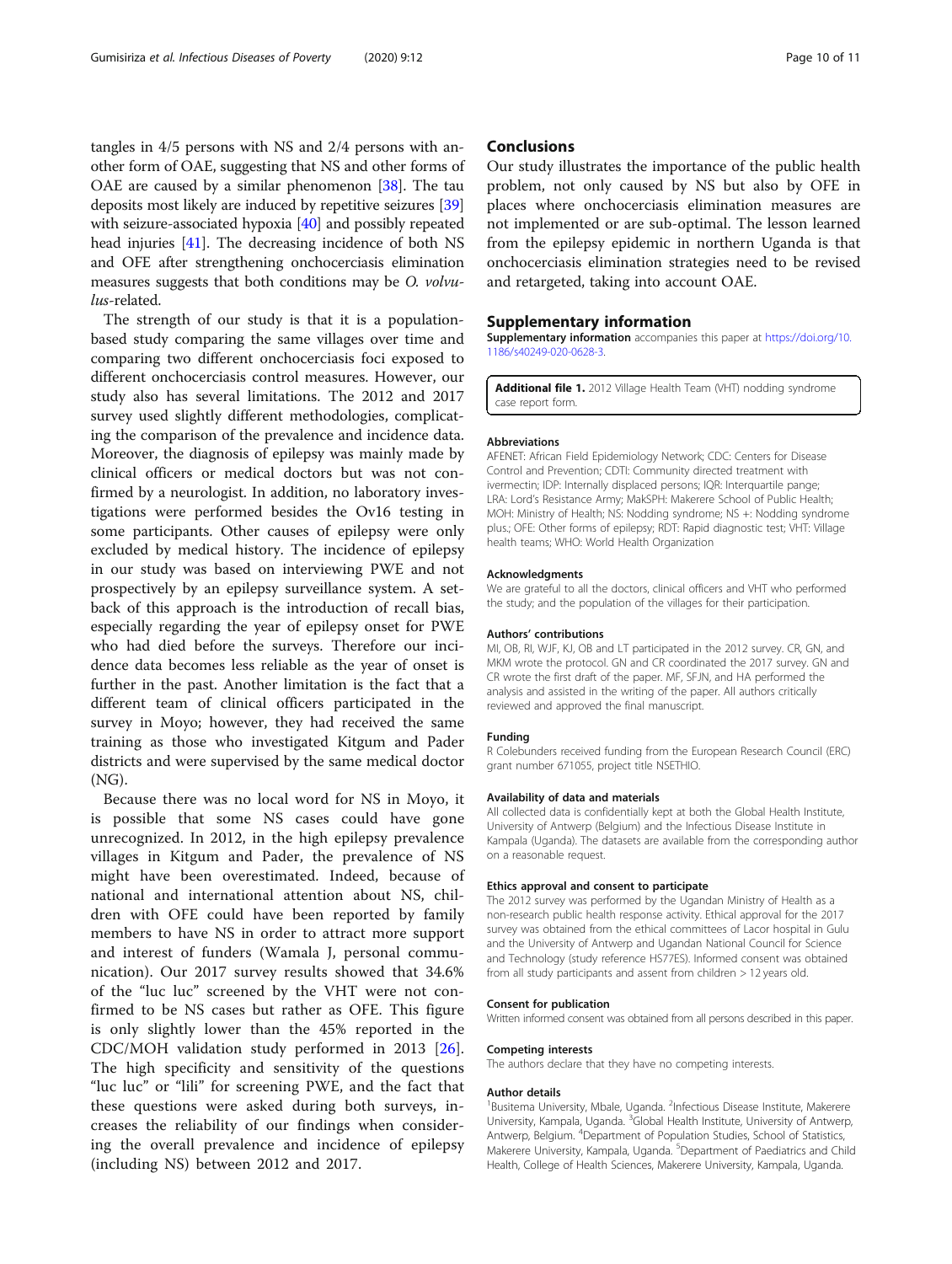tangles in 4/5 persons with NS and 2/4 persons with another form of OAE, suggesting that NS and other forms of OAE are caused by a similar phenomenon [38]. The tau deposits most likely are induced by repetitive seizures [39] with seizure-associated hypoxia [40] and possibly repeated head injuries [41]. The decreasing incidence of both NS and OFE after strengthening onchocerciasis elimination measures suggests that both conditions may be *O. volvulus*-related.

The strength of our study is that it is a population-based study comparing the same villages over time and comparing two different onchocerciasis foci exposed to different onchocerciasis control measures. However, our study also has several limitations. The 2012 and 2017 survey used slightly different methodologies, complicating the comparison of the prevalence and incidence data. Moreover, the diagnosis of epilepsy was mainly made by clinical officers or medical doctors but was not confirmed by a neurologist. In addition, no laboratory investigations were performed besides the Ov16 testing in some participants. Other causes of epilepsy were only excluded by medical history. The incidence of epilepsy in our study was based on interviewing PWE and not prospectively by an epilepsy surveillance system. A setback of this approach is the introduction of recall bias, especially regarding the year of epilepsy onset for PWE who had died before the surveys. Therefore our incidence data becomes less reliable as the year of onset is further in the past. Another limitation is the fact that a different team of clinical officers participated in the survey in Moyo; however, they had received the same training as those who investigated Kitgum and Pader districts and were supervised by the same medical doctor (NG).

Because there was no local word for NS in Moyo, it is possible that some NS cases could have gone unrecognized. In 2012, in the high epilepsy prevalence villages in Kitgum and Pader, the prevalence of NS might have been overestimated. Indeed, because of national and international attention about NS, children with OFE could have been reported by family members to have NS in order to attract more support and interest of funders (Wamala J, personal communication). Our 2017 survey results showed that 34.6% of the "luc luc" screened by the VHT were not confirmed to be NS cases but rather as OFE. This figure is only slightly lower than the 45% reported in the CDC/MOH validation study performed in 2013 [26]. The high specificity and sensitivity of the questions "luc luc" or "lili" for screening PWE, and the fact that these questions were asked during both surveys, increases the reliability of our findings when considering the overall prevalence and incidence of epilepsy (including NS) between 2012 and 2017.

## Conclusions

Our study illustrates the importance of the public health problem, not only caused by NS but also by OFE in places where onchocerciasis elimination measures are not implemented or are sub-optimal. The lesson learned from the epilepsy epidemic in northern Uganda is that onchocerciasis elimination strategies need to be revised and retargeted, taking into account OAE.

## Supplementary information

**Supplementary information** accompanies this paper at https://doi.org/10.1186/s40249-020-0628-3.

**Additional file 1.** 2012 Village Health Team (VHT) nodding syndrome case report form.

#### Abbreviations

AFENET: African Field Epidemiology Network; CDC: Centers for Disease Control and Prevention; CDTI: Community directed treatment with ivermectin; IDP: Internally displaced persons; IQR: Interquartile pange; LRA: Lord's Resistance Army; MakSPH: Makerere School of Public Health; MOH: Ministry of Health; NS: Nodding syndrome; NS +: Nodding syndrome plus.; OFE: Other forms of epilepsy; RDT: Rapid diagnostic test; VHT: Village health teams; WHO: World Health Organization

#### Acknowledgments

We are grateful to all the doctors, clinical officers and VHT who performed the study; and the population of the villages for their participation.

#### Authors' contributions

MI, OB, RI, WJF, KJ, OB and LT participated in the 2012 survey. CR, GN, and MKM wrote the protocol. GN and CR coordinated the 2017 survey. GN and CR wrote the first draft of the paper. MF, SFJN, and HA performed the analysis and assisted in the writing of the paper. All authors critically reviewed and approved the final manuscript.

#### Funding

R Colebunders received funding from the European Research Council (ERC) grant number 671055, project title NSETHIO.

#### Availability of data and materials

All collected data is confidentially kept at both the Global Health Institute, University of Antwerp (Belgium) and the Infectious Disease Institute in Kampala (Uganda). The datasets are available from the corresponding author on a reasonable request.

#### Ethics approval and consent to participate

The 2012 survey was performed by the Ugandan Ministry of Health as a non-research public health response activity. Ethical approval for the 2017 survey was obtained from the ethical committees of Lacor hospital in Gulu and the University of Antwerp and Ugandan National Council for Science and Technology (study reference HS77ES). Informed consent was obtained from all study participants and assent from children > 12 years old.

#### Consent for publication

Written informed consent was obtained from all persons described in this paper.

#### Competing interests

The authors declare that they have no competing interests.

#### Author details

[1]Busitema University, Mbale, Uganda. [2]Infectious Disease Institute, Makerere University, Kampala, Uganda. [3]Global Health Institute, University of Antwerp, Antwerp, Belgium. [4]Department of Population Studies, School of Statistics, Makerere University, Kampala, Uganda. [5]Department of Paediatrics and Child Health, College of Health Sciences, Makerere University, Kampala, Uganda.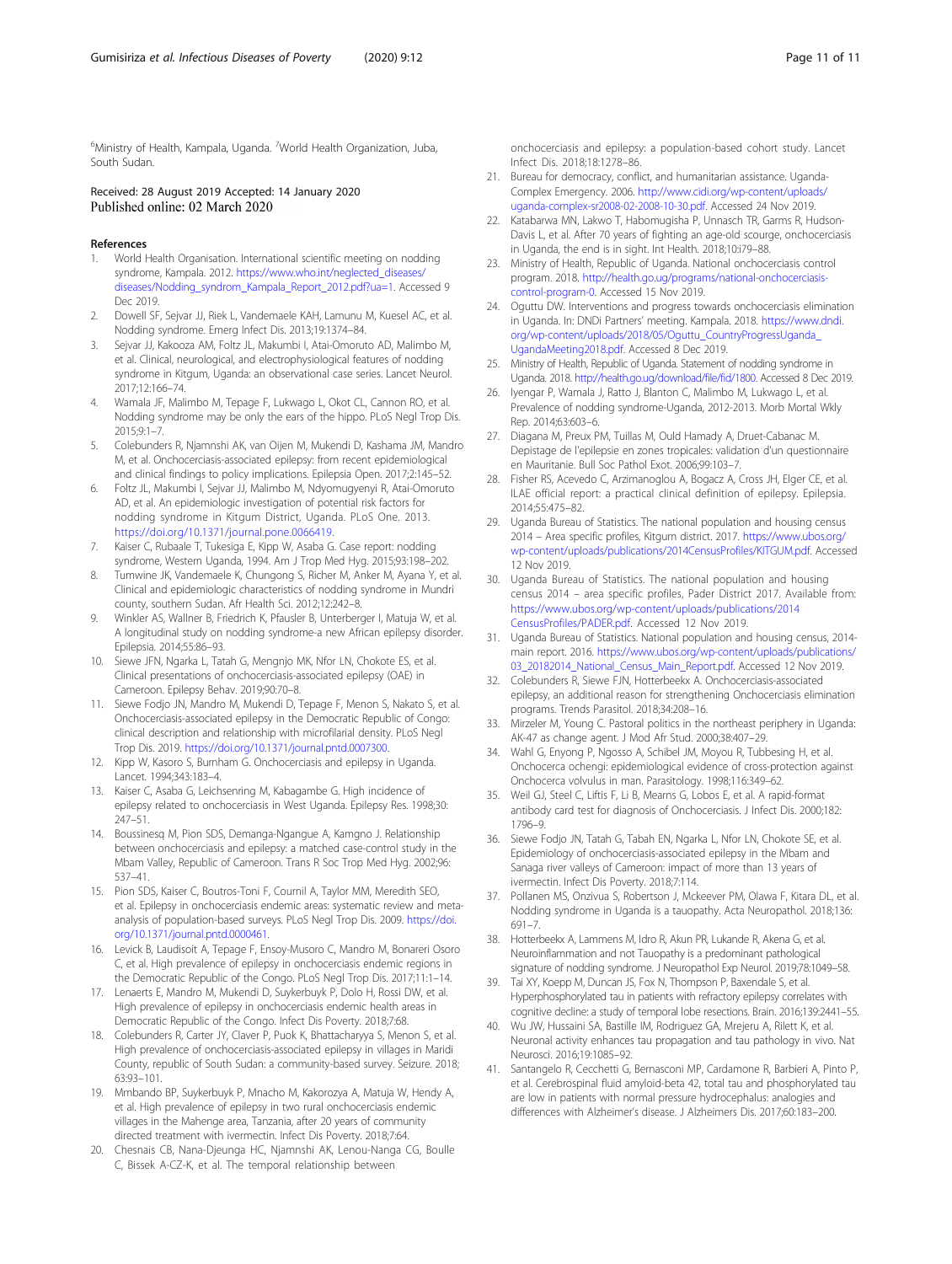[6]Ministry of Health, Kampala, Uganda. [7]World Health Organization, Juba, South Sudan.

Received: 28 August 2019 Accepted: 14 January 2020
Published online: 02 March 2020

## References

1. World Health Organisation. International scientific meeting on nodding syndrome, Kampala. 2012. https://www.who.int/neglected_diseases/diseases/Nodding_syndrom_Kampala_Report_2012.pdf?ua=1. Accessed 9 Dec 2019.
2. Dowell SF, Sejvar JJ, Riek L, Vandemaele KAH, Lamunu M, Kuesel AC, et al. Nodding syndrome. Emerg Infect Dis. 2013;19:1374–84.
3. Sejvar JJ, Kakooza AM, Foltz JL, Makumbi I, Atai-Omoruto AD, Malimbo M, et al. Clinical, neurological, and electrophysiological features of nodding syndrome in Kitgum, Uganda: an observational case series. Lancet Neurol. 2017;12:166–74.
4. Wamala JF, Malimbo M, Tepage F, Lukwago L, Okot CL, Cannon RO, et al. Nodding syndrome may be only the ears of the hippo. PLoS Negl Trop Dis. 2015;9:1–7.
5. Colebunders R, Njamnshi AK, van Oijen M, Mukendi D, Kashama JM, Mandro M, et al. Onchocerciasis-associated epilepsy: from recent epidemiological and clinical findings to policy implications. Epilepsia Open. 2017;2:145–52.
6. Foltz JL, Makumbi I, Sejvar JJ, Malimbo M, Ndyomugyenyi R, Atai-Omoruto AD, et al. An epidemiologic investigation of potential risk factors for nodding syndrome in Kitgum District, Uganda. PLoS One. 2013. https://doi.org/10.1371/journal.pone.0066419.
7. Kaiser C, Rubaale T, Tukesiga E, Kipp W, Asaba G. Case report: nodding syndrome, Western Uganda, 1994. Am J Trop Med Hyg. 2015;93:198–202.
8. Tumwine JK, Vandemaele K, Chungong S, Richer M, Anker M, Ayana Y, et al. Clinical and epidemiologic characteristics of nodding syndrome in Mundri county, southern Sudan. Afr Health Sci. 2012;12:242–8.
9. Winkler AS, Wallner B, Friedrich K, Pfausler B, Unterberger I, Matuja W, et al. A longitudinal study on nodding syndrome-a new African epilepsy disorder. Epilepsia. 2014;55:86–93.
10. Siewe JFN, Ngarka L, Tatah G, Mengnjo MK, Nfor LN, Chokote ES, et al. Clinical presentations of onchocerciasis-associated epilepsy (OAE) in Cameroon. Epilepsy Behav. 2019;90:70–8.
11. Siewe Fodjo JN, Mandro M, Mukendi D, Tepage F, Menon S, Nakato S, et al. Onchocerciasis-associated epilepsy in the Democratic Republic of Congo: clinical description and relationship with microfilarial density. PLoS Negl Trop Dis. 2019. https://doi.org/10.1371/journal.pntd.0007300.
12. Kipp W, Kasoro S, Burnham G. Onchocerciasis and epilepsy in Uganda. Lancet. 1994;343:183–4.
13. Kaiser C, Asaba G, Leichsenring M, Kabagambe G. High incidence of epilepsy related to onchocerciasis in West Uganda. Epilepsy Res. 1998;30:247–51.
14. Boussinesq M, Pion SDS, Demanga-Ngangue A, Kamgno J. Relationship between onchocerciasis and epilepsy: a matched case-control study in the Mbam Valley, Republic of Cameroon. Trans R Soc Trop Med Hyg. 2002;96:537–41.
15. Pion SDS, Kaiser C, Boutros-Toni F, Cournil A, Taylor MM, Meredith SEO, et al. Epilepsy in onchocerciasis endemic areas: systematic review and meta-analysis of population-based surveys. PLoS Negl Trop Dis. 2009. https://doi.org/10.1371/journal.pntd.0000461.
16. Levick B, Laudisoit A, Tepage F, Ensoy-Musoro C, Mandro M, Bonareri Osoro C, et al. High prevalence of epilepsy in onchocerciasis endemic regions in the Democratic Republic of the Congo. PLoS Negl Trop Dis. 2017;11:1–14.
17. Lenaerts E, Mandro M, Mukendi D, Suykerbuyk P, Dolo H, Rossi DW, et al. High prevalence of epilepsy in onchocerciasis endemic health areas in Democratic Republic of the Congo. Infect Dis Poverty. 2018;7:68.
18. Colebunders R, Carter JY, Claver P, Puok K, Bhattacharyya S, Menon S, et al. High prevalence of onchocerciasis-associated epilepsy in villages in Maridi County, republic of South Sudan: a community-based survey. Seizure. 2018;63:93–101.
19. Mmbando BP, Suykerbuyk P, Mnacho M, Kakorozya A, Matuja W, Hendy A, et al. High prevalence of epilepsy in two rural onchocerciasis endemic villages in the Mahenge area, Tanzania, after 20 years of community directed treatment with ivermectin. Infect Dis Poverty. 2018;7:64.
20. Chesnais CB, Nana-Djeunga HC, Njamnshi AK, Lenou-Nanga CG, Boullé C, Bissek A-CZ-K, et al. The temporal relationship between onchocerciasis and epilepsy: a population-based cohort study. Lancet Infect Dis. 2018;18:1278–86.
21. Bureau for democracy, conflict, and humanitarian assistance. Uganda-Complex Emergency. 2006. http://www.cidi.org/wp-content/uploads/uganda-complex-sr2008-02-2008-10-30.pdf. Accessed 24 Nov 2019.
22. Katabarwa MN, Lakwo T, Habomugisha P, Unnasch TR, Garms R, Hudson-Davis L, et al. After 70 years of fighting an age-old scourge, onchocerciasis in Uganda, the end is in sight. Int Health. 2018;10:i79–88.
23. Ministry of Health, Republic of Uganda. National onchocerciasis control program. 2018. http://health.go.ug/programs/national-onchocerciasis-control-program-0. Accessed 15 Nov 2019.
24. Oguttu DW. Interventions and progress towards onchocerciasis elimination in Uganda. In: DNDi Partners' meeting. Kampala. 2018. https://www.dndi.org/wp-content/uploads/2018/05/Oguttu_CountryProgressUganda_UgandaMeeting2018.pdf. Accessed 8 Dec 2019.
25. Ministry of Health, Republic of Uganda. Statement of nodding syndrome in Uganda. 2018. http://health.go.ug/download/file/fid/1800. Accessed 8 Dec 2019.
26. Iyengar P, Wamala J, Ratto J, Blanton C, Malimbo M, Lukwago L, et al. Prevalence of nodding syndrome-Uganda, 2012-2013. Morb Mortal Wkly Rep. 2014;63:603–6.
27. Diagana M, Preux PM, Tuillas M, Ould Hamady A, Druet-Cabanac M. Depistage de l'epilepsie en zones tropicales: validation d'un questionnaire en Mauritanie. Bull Soc Pathol Exot. 2006;99:103–7.
28. Fisher RS, Acevedo C, Arzimanoglou A, Bogacz A, Cross JH, Elger CE, et al. ILAE official report: a practical clinical definition of epilepsy. Epilepsia. 2014;55:475–82.
29. Uganda Bureau of Statistics. The national population and housing census 2014 – Area specific profiles, Kitgum district. 2017. https://www.ubos.org/wp-content/uploads/publications/2014CensusProfiles/KITGUM.pdf. Accessed 12 Nov 2019.
30. Uganda Bureau of Statistics. The national population and housing census 2014 – area specific profiles, Pader District 2017. Available from: https://www.ubos.org/wp-content/uploads/publications/2014CensusProfiles/PADER.pdf. Accessed 12 Nov 2019.
31. Uganda Bureau of Statistics. National population and housing census, 2014-main report. 2016. https://www.ubos.org/wp-content/uploads/publications/03_20182014_National_Census_Main_Report.pdf. Accessed 12 Nov 2019.
32. Colebunders R, Siewe FJN, Hotterbeekx A. Onchocerciasis-associated epilepsy, an additional reason for strengthening Onchocerciasis elimination programs. Trends Parasitol. 2018;34:208–16.
33. Mirzeler M, Young C. Pastoral politics in the northeast periphery in Uganda: AK-47 as change agent. J Mod Afr Stud. 2000;38:407–29.
34. Wahl G, Enyong P, Ngosso A, Schibel JM, Moyou R, Tubbesing H, et al. Onchocerca ochengi: epidemiological evidence of cross-protection against Onchocerca volvulus in man. Parasitology. 1998;116:349–62.
35. Weil GJ, Steel C, Liftis F, Li B, Mearns G, Lobos E, et al. A rapid-format antibody card test for diagnosis of Onchocerciasis. J Infect Dis. 2000;182:1796–9.
36. Siewe Fodjo JN, Tatah G, Tabah EN, Ngarka L, Nfor LN, Chokote SE, et al. Epidemiology of onchocerciasis-associated epilepsy in the Mbam and Sanaga river valleys of Cameroon: impact of more than 13 years of ivermectin. Infect Dis Poverty. 2018;7:114.
37. Pollanen MS, Onzivua S, Robertson J, Mckeever PM, Olawa F, Kitara DL, et al. Nodding syndrome in Uganda is a tauopathy. Acta Neuropathol. 2018;136:691–7.
38. Hotterbeekx A, Lammens M, Idro R, Akun PR, Lukande R, Akena G, et al. Neuroinflammation and not Tauopathy is a predominant pathological signature of nodding syndrome. J Neuropathol Exp Neurol. 2019;78:1049–58.
39. Tai XY, Koepp M, Duncan JS, Fox N, Thompson P, Baxendale S, et al. Hyperphosphorylated tau in patients with refractory epilepsy correlates with cognitive decline: a study of temporal lobe resections. Brain. 2016;139:2441–55.
40. Wu JW, Hussaini SA, Bastille IM, Rodriguez GA, Mrejeru A, Rilett K, et al. Neuronal activity enhances tau propagation and tau pathology in vivo. Nat Neurosci. 2016;19:1085–92.
41. Santangelo R, Cecchetti G, Bernasconi MP, Cardamone R, Barbieri A, Pinto P, et al. Cerebrospinal fluid amyloid-beta 42, total tau and phosphorylated tau are low in patients with normal pressure hydrocephalus: analogies and differences with Alzheimer's disease. J Alzheimers Dis. 2017;60:183–200.